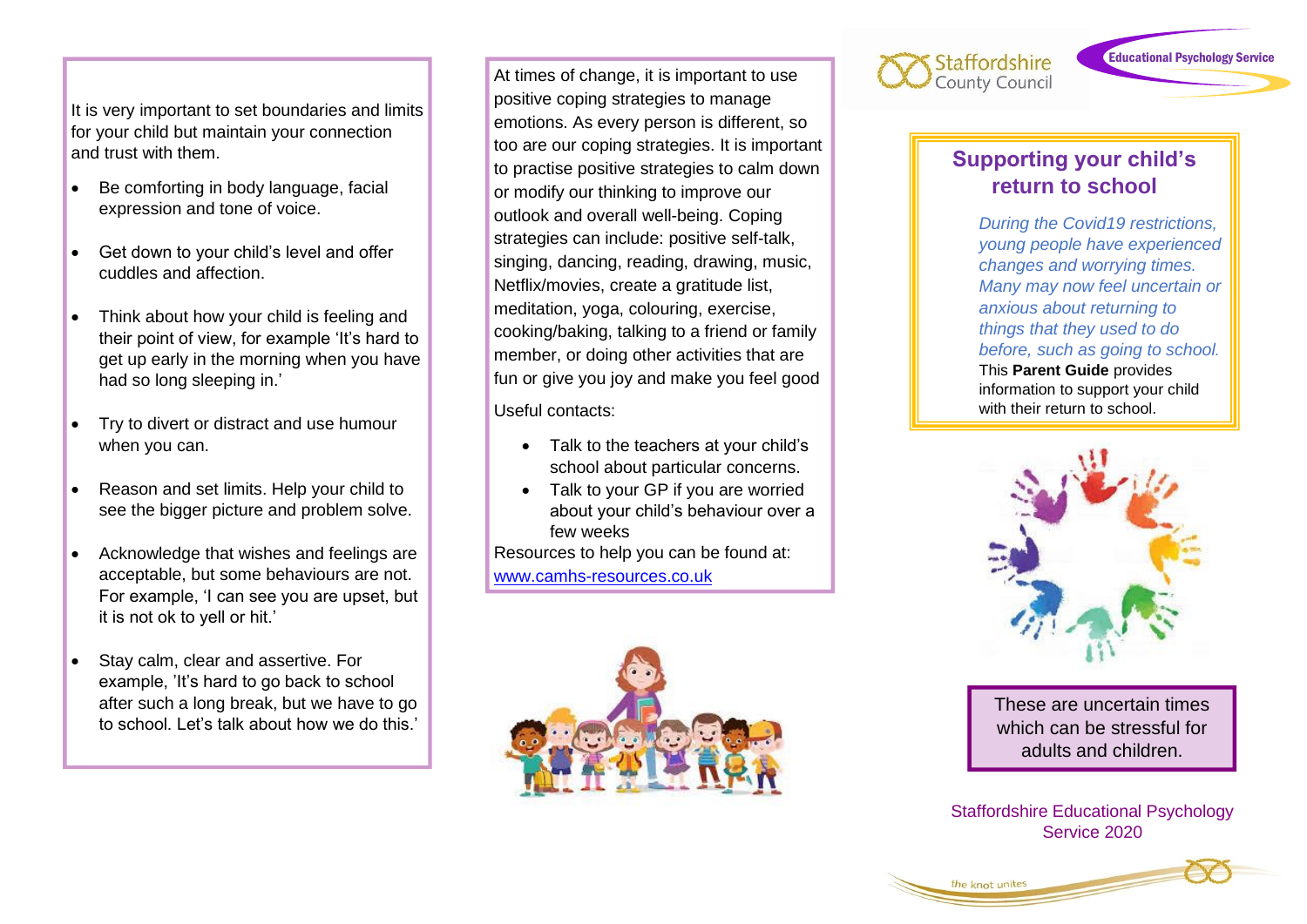It is very important to set boundaries and limits for your child but maintain your connection and trust with them.

- Be comforting in body language, facial expression and tone of voice.
- Get down to your child's level and offer cuddles and affection.
- Think about how your child is feeling and their point of view, for example 'It's hard to get up early in the morning when you have had so long sleeping in.'
- Try to divert or distract and use humour when you can.
- Reason and set limits. Help your child to see the bigger picture and problem solve.
- Acknowledge that wishes and feelings are acceptable, but some behaviours are not. For example, 'I can see you are upset, but it is not ok to yell or hit.'
- Stay calm, clear and assertive. For example, 'It's hard to go back to school after such a long break, but we have to go to school. Let's talk about how we do this.'

At times of change, it is important to use positive coping strategies to manage emotions. As every person is different, so too are our coping strategies. It is important to practise positive strategies to calm down or modify our thinking to improve our outlook and overall well-being. Coping strategies can include: positive self-talk, singing, dancing, reading, drawing, music, Netflix/movies, create a gratitude list, meditation, yoga, colouring, exercise, cooking/baking, talking to a friend or family member, or doing other activities that are fun or give you joy and make you feel good

Useful contacts:

- Talk to the teachers at your child's school about particular concerns.
- Talk to your GP if you are worried about your child's behaviour over a few weeks

Resources to help you can be found at: [www.camhs-resources.co.uk](http://www.camhs-resources.co.uk)

Staffordshire County Council

Educational Psychology Service

## Supporting your child's return to school

*During the Covid19 restrictions, young people have experienced changes and worrying times. Many may now feel uncertain or anxious about returning to things that they used to do before, such as going to school.*

This **Parent Guide** provides information to support your child with their return to school.

These are uncertain times which can be stressful for adults and children.

Staffordshire Educational Psychology Service 2020

the knot unites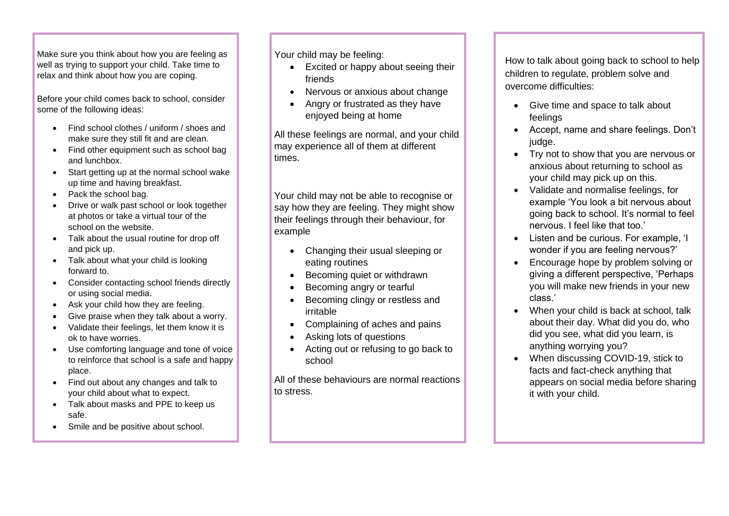Make sure you think about how you are feeling as well as trying to support your child. Take time to relax and think about how you are coping.

Before your child comes back to school, consider some of the following ideas:

- Find school clothes / uniform / shoes and make sure they still fit and are clean.
- Find other equipment such as school bag and lunchbox.
- Start getting up at the normal school wake up time and having breakfast.
- Pack the school bag.
- Drive or walk past school or look together at photos or take a virtual tour of the school on the website.
- Talk about the usual routine for drop off and pick up.
- Talk about what your child is looking forward to.
- Consider contacting school friends directly or using social media.
- Ask your child how they are feeling.
- Give praise when they talk about a worry.
- Validate their feelings, let them know it is ok to have worries.
- Use comforting language and tone of voice to reinforce that school is a safe and happy place.
- Find out about any changes and talk to your child about what to expect.
- Talk about masks and PPE to keep us safe.
- Smile and be positive about school.

Your child may be feeling:

- Excited or happy about seeing their friends
- Nervous or anxious about change
- Angry or frustrated as they have enjoyed being at home

All these feelings are normal, and your child may experience all of them at different times.

Your child may not be able to recognise or say how they are feeling. They might show their feelings through their behaviour, for example

- Changing their usual sleeping or eating routines
- Becoming quiet or withdrawn
- Becoming angry or tearful
- Becoming clingy or restless and irritable
- Complaining of aches and pains
- Asking lots of questions
- Acting out or refusing to go back to school

All of these behaviours are normal reactions to stress.

How to talk about going back to school to help children to regulate, problem solve and overcome difficulties:

- Give time and space to talk about feelings
- Accept, name and share feelings. Don't judge.
- Try not to show that you are nervous or anxious about returning to school as your child may pick up on this.
- Validate and normalise feelings, for example 'You look a bit nervous about going back to school. It's normal to feel nervous. I feel like that too.'
- Listen and be curious. For example, 'I wonder if you are feeling nervous?'
- Encourage hope by problem solving or giving a different perspective, 'Perhaps you will make new friends in your new class.'
- When your child is back at school, talk about their day. What did you do, who did you see, what did you learn, is anything worrying you?
- When discussing COVID-19, stick to facts and fact-check anything that appears on social media before sharing it with your child.